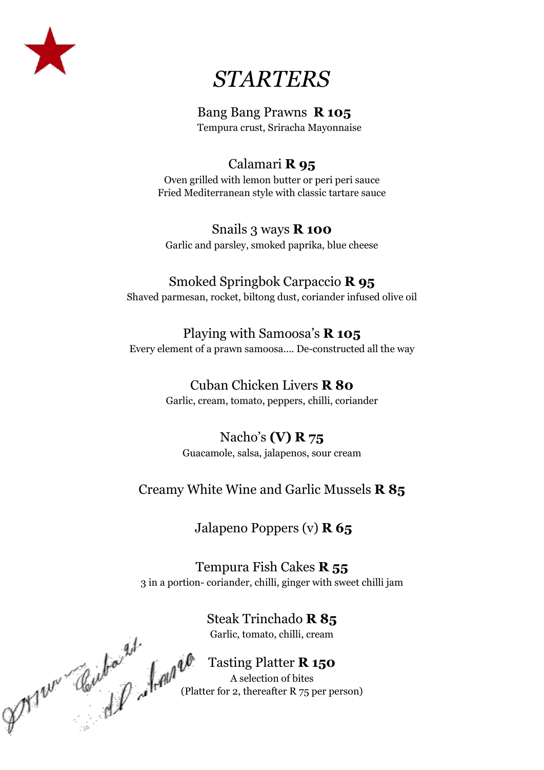# *STARTERS*

Bang Bang Prawns **R 105**
Tempura crust, Sriracha Mayonnaise

Calamari **R 95**
Oven grilled with lemon butter or peri peri sauce
Fried Mediterranean style with classic tartare sauce

Snails 3 ways **R 100**
Garlic and parsley, smoked paprika, blue cheese

Smoked Springbok Carpaccio **R 95**
Shaved parmesan, rocket, biltong dust, coriander infused olive oil

Playing with Samoosa's **R 105**
Every element of a prawn samoosa…. De-constructed all the way

Cuban Chicken Livers **R 80**
Garlic, cream, tomato, peppers, chilli, coriander

Nacho's **(V) R 75**
Guacamole, salsa, jalapenos, sour cream

Creamy White Wine and Garlic Mussels **R 85**

Jalapeno Poppers (v) **R 65**

Tempura Fish Cakes **R 55**
3 in a portion- coriander, chilli, ginger with sweet chilli jam

Steak Trinchado **R 85**
Garlic, tomato, chilli, cream

Tasting Platter **R 150**
A selection of bites
(Platter for 2, thereafter R 75 per person)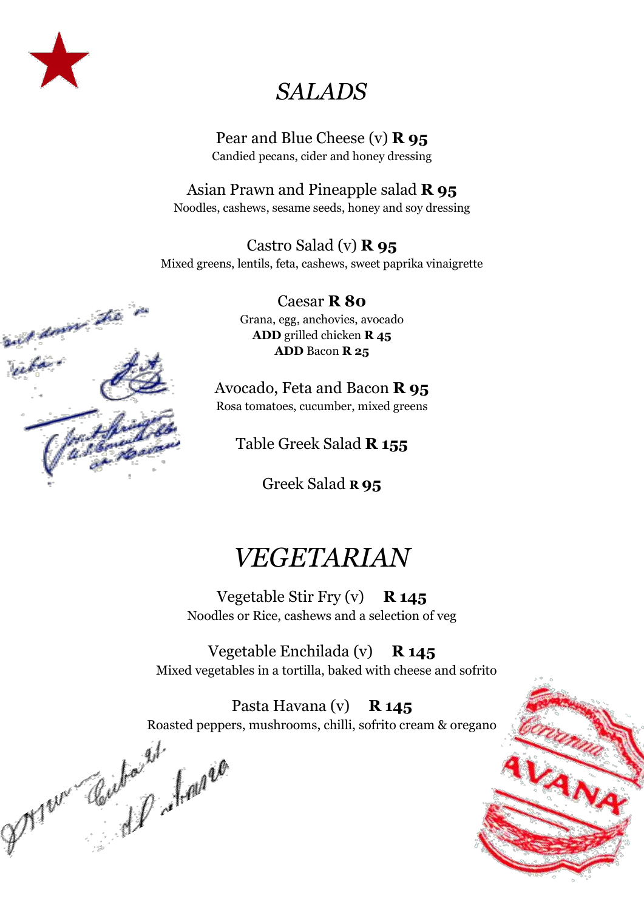# *SALADS*

Pear and Blue Cheese (v) **R 95**
Candied pecans, cider and honey dressing

Asian Prawn and Pineapple salad **R 95**
Noodles, cashews, sesame seeds, honey and soy dressing

Castro Salad (v) **R 95**
Mixed greens, lentils, feta, cashews, sweet paprika vinaigrette

Caesar **R 80**
Grana, egg, anchovies, avocado
**ADD** grilled chicken **R 45**
**ADD** Bacon **R 25**

Avocado, Feta and Bacon **R 95**
Rosa tomatoes, cucumber, mixed greens

Table Greek Salad **R 155**

Greek Salad **R 95**

# *VEGETARIAN*

Vegetable Stir Fry (v) **R 145**
Noodles or Rice, cashews and a selection of veg

Vegetable Enchilada (v) **R 145**
Mixed vegetables in a tortilla, baked with cheese and sofrito

Pasta Havana (v) **R 145**
Roasted peppers, mushrooms, chilli, sofrito cream & oregano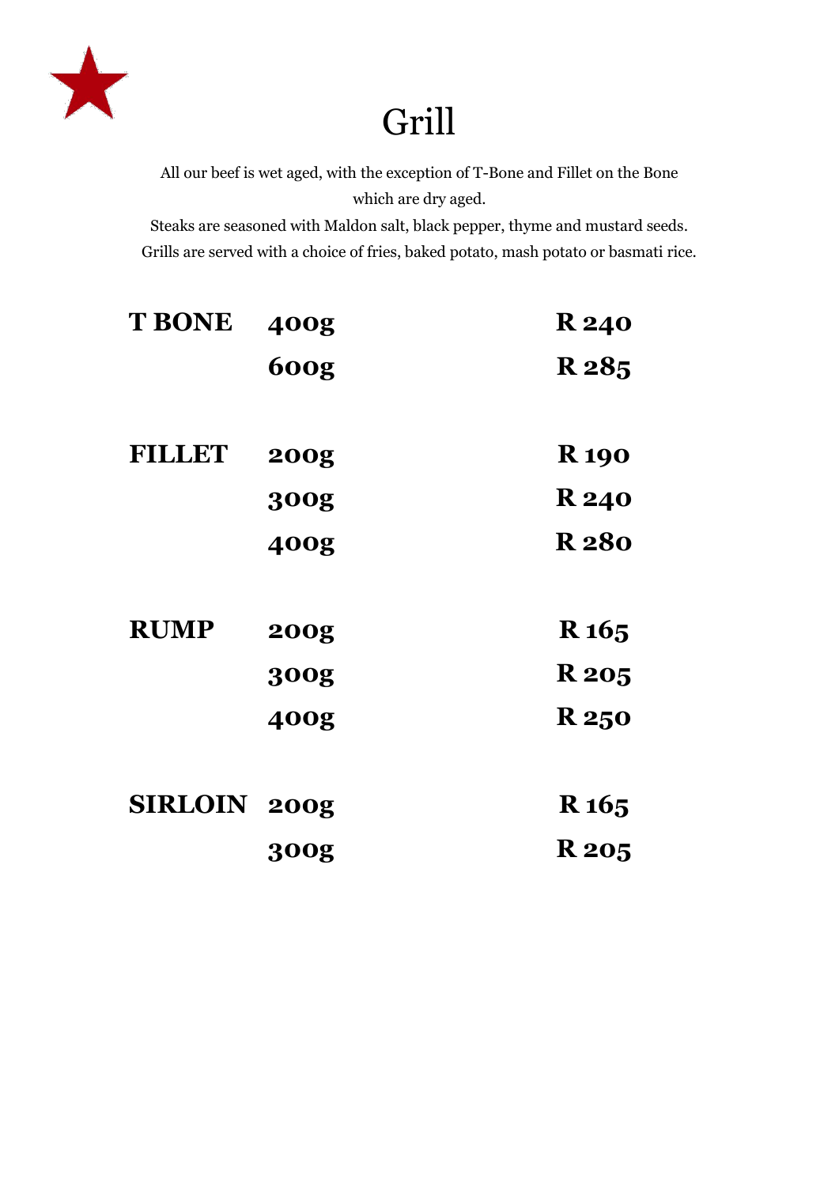# Grill

All our beef is wet aged, with the exception of T-Bone and Fillet on the Bone which are dry aged.
Steaks are seasoned with Maldon salt, black pepper, thyme and mustard seeds.
Grills are served with a choice of fries, baked potato, mash potato or basmati rice.

| | | |
|---|---|---|
| **T BONE** | **400g** | **R 240** |
| | **600g** | **R 285** |
| **FILLET** | **200g** | **R 190** |
| | **300g** | **R 240** |
| | **400g** | **R 280** |
| **RUMP** | **200g** | **R 165** |
| | **300g** | **R 205** |
| | **400g** | **R 250** |
| **SIRLOIN** | **200g** | **R 165** |
| | **300g** | **R 205** |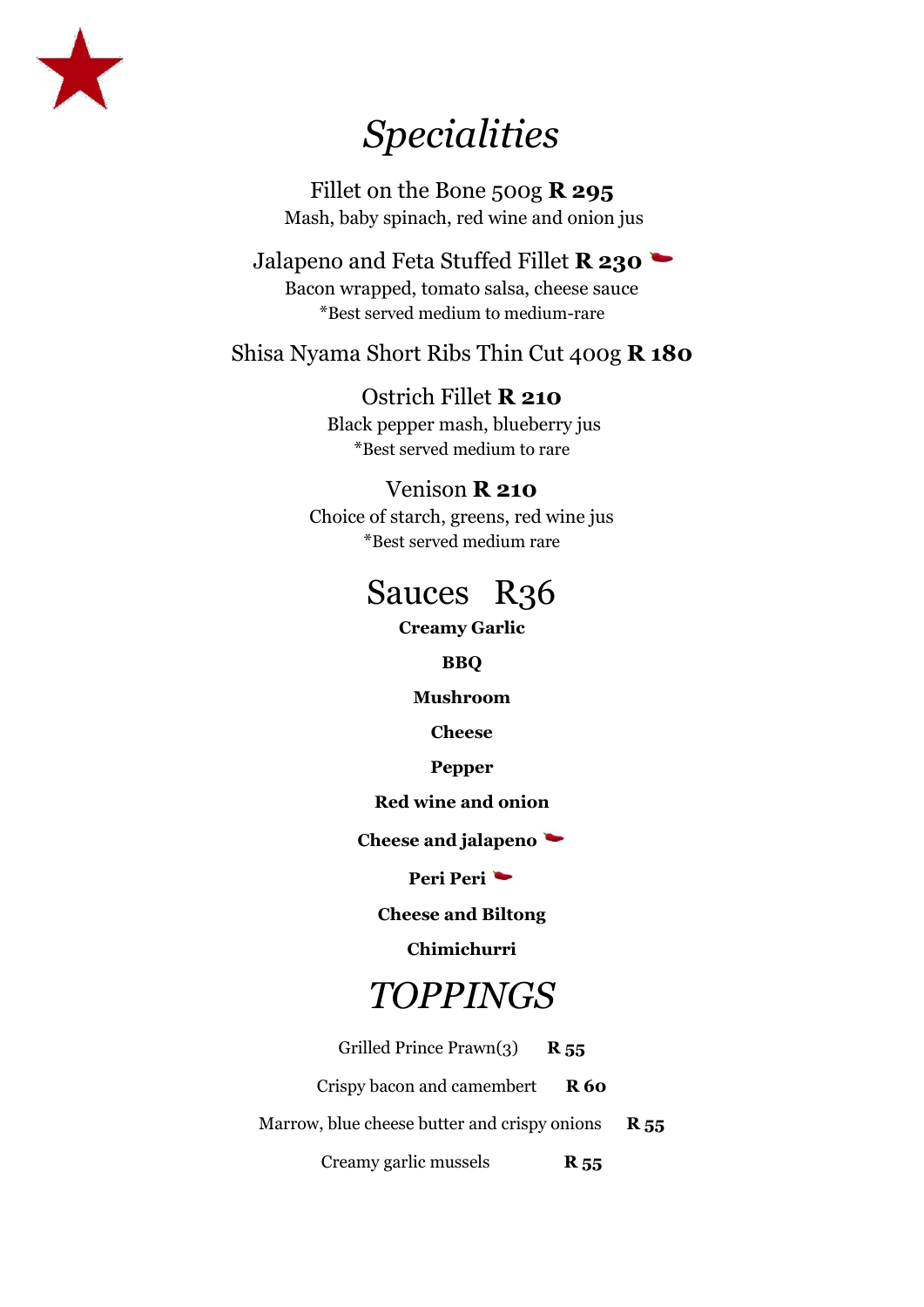# *Specialities*

Fillet on the Bone 500g **R 295**
Mash, baby spinach, red wine and onion jus

Jalapeno and Feta Stuffed Fillet **R 230** 🌶
Bacon wrapped, tomato salsa, cheese sauce
*Best served medium to medium-rare

Shisa Nyama Short Ribs Thin Cut 400g **R 180**

Ostrich Fillet **R 210**
Black pepper mash, blueberry jus
*Best served medium to rare

Venison **R 210**
Choice of starch, greens, red wine jus
*Best served medium rare

## Sauces R36

**Creamy Garlic**

**BBQ**

**Mushroom**

**Cheese**

**Pepper**

**Red wine and onion**

**Cheese and jalapeno** 🌶

**Peri Peri** 🌶

**Cheese and Biltong**

**Chimichurri**

## *TOPPINGS*

Grilled Prince Prawn(3) **R 55**

Crispy bacon and camembert **R 60**

Marrow, blue cheese butter and crispy onions **R 55**

Creamy garlic mussels **R 55**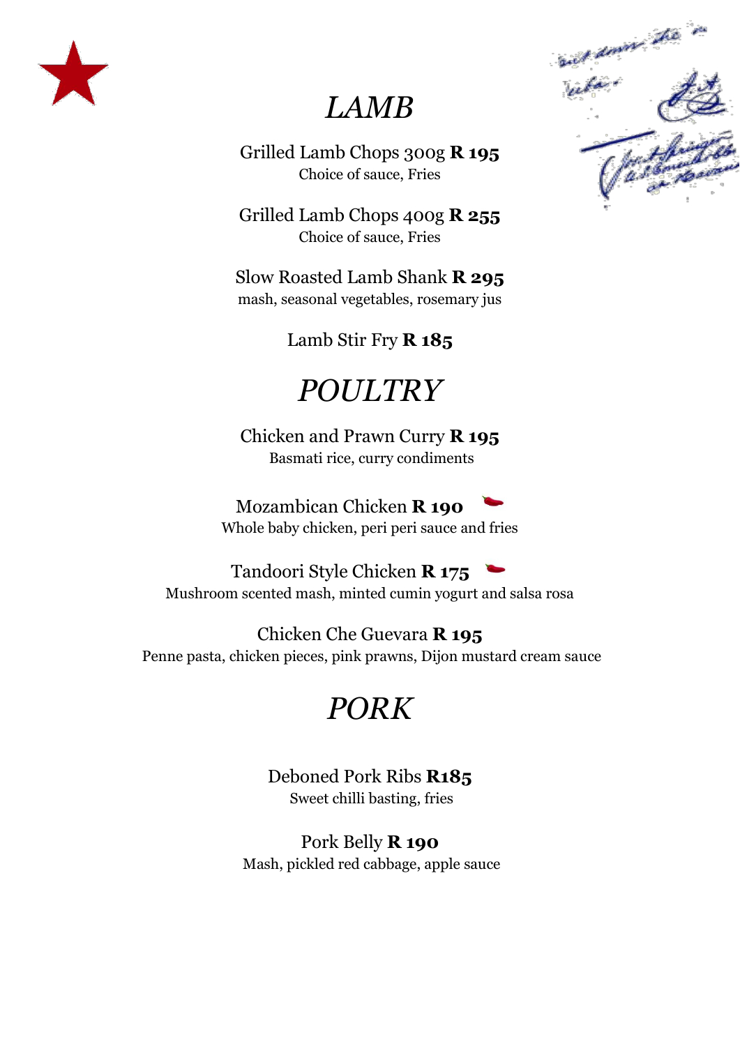# *LAMB*

Grilled Lamb Chops 300g **R 195**
Choice of sauce, Fries

Grilled Lamb Chops 400g **R 255**
Choice of sauce, Fries

Slow Roasted Lamb Shank **R 295**
mash, seasonal vegetables, rosemary jus

Lamb Stir Fry **R 185**

# *POULTRY*

Chicken and Prawn Curry **R 195**
Basmati rice, curry condiments

Mozambican Chicken **R 190**
Whole baby chicken, peri peri sauce and fries

Tandoori Style Chicken **R 175**
Mushroom scented mash, minted cumin yogurt and salsa rosa

Chicken Che Guevara **R 195**
Penne pasta, chicken pieces, pink prawns, Dijon mustard cream sauce

# *PORK*

Deboned Pork Ribs **R185**
Sweet chilli basting, fries

Pork Belly **R 190**
Mash, pickled red cabbage, apple sauce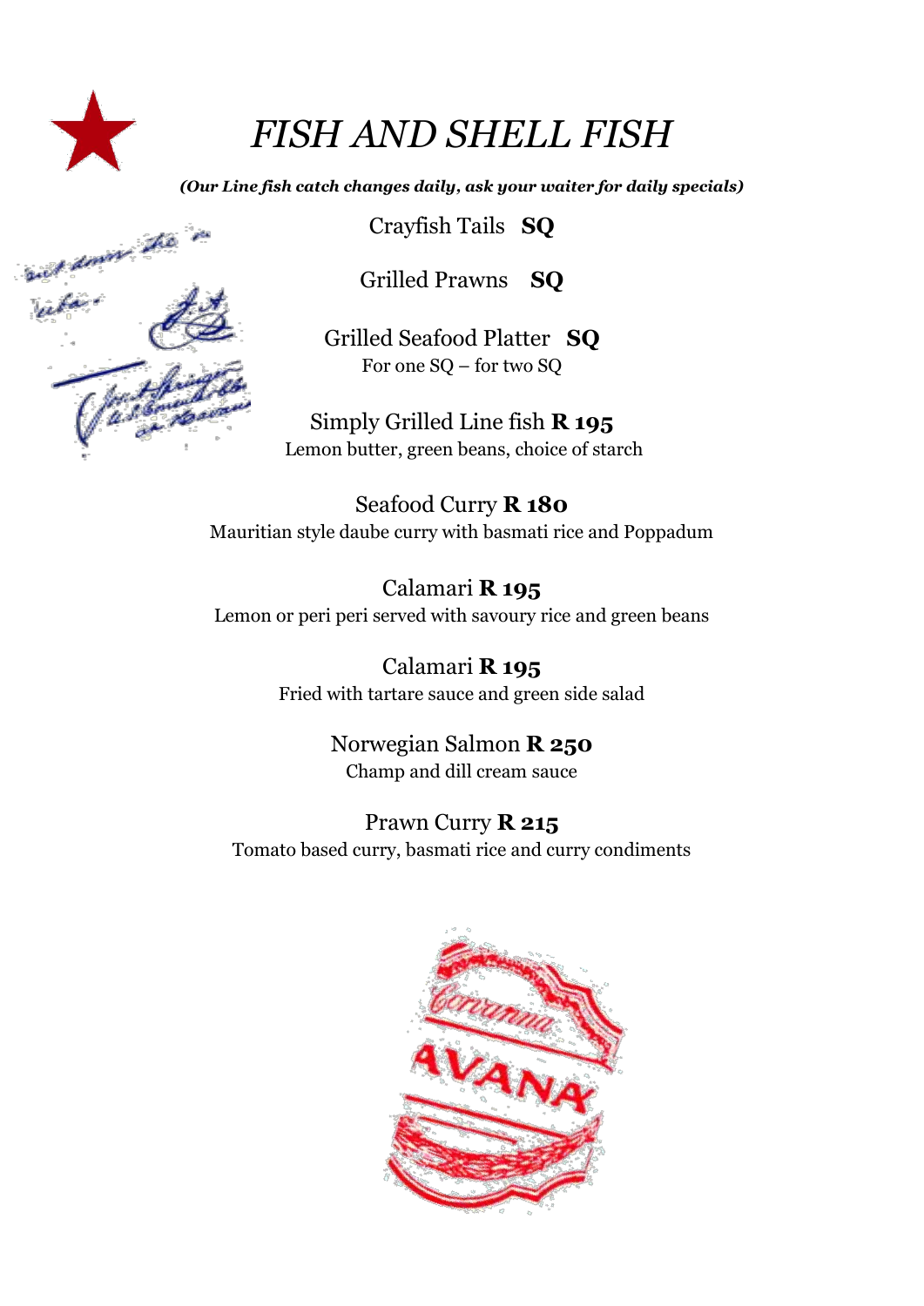# *FISH AND SHELL FISH*

***(Our Line fish catch changes daily, ask your waiter for daily specials)***

Crayfish Tails **SQ**

Grilled Prawns **SQ**

Grilled Seafood Platter **SQ**
For one SQ – for two SQ

Simply Grilled Line fish **R 195**
Lemon butter, green beans, choice of starch

Seafood Curry **R 180**
Mauritian style daube curry with basmati rice and Poppadum

Calamari **R 195**
Lemon or peri peri served with savoury rice and green beans

Calamari **R 195**
Fried with tartare sauce and green side salad

Norwegian Salmon **R 250**
Champ and dill cream sauce

Prawn Curry **R 215**
Tomato based curry, basmati rice and curry condiments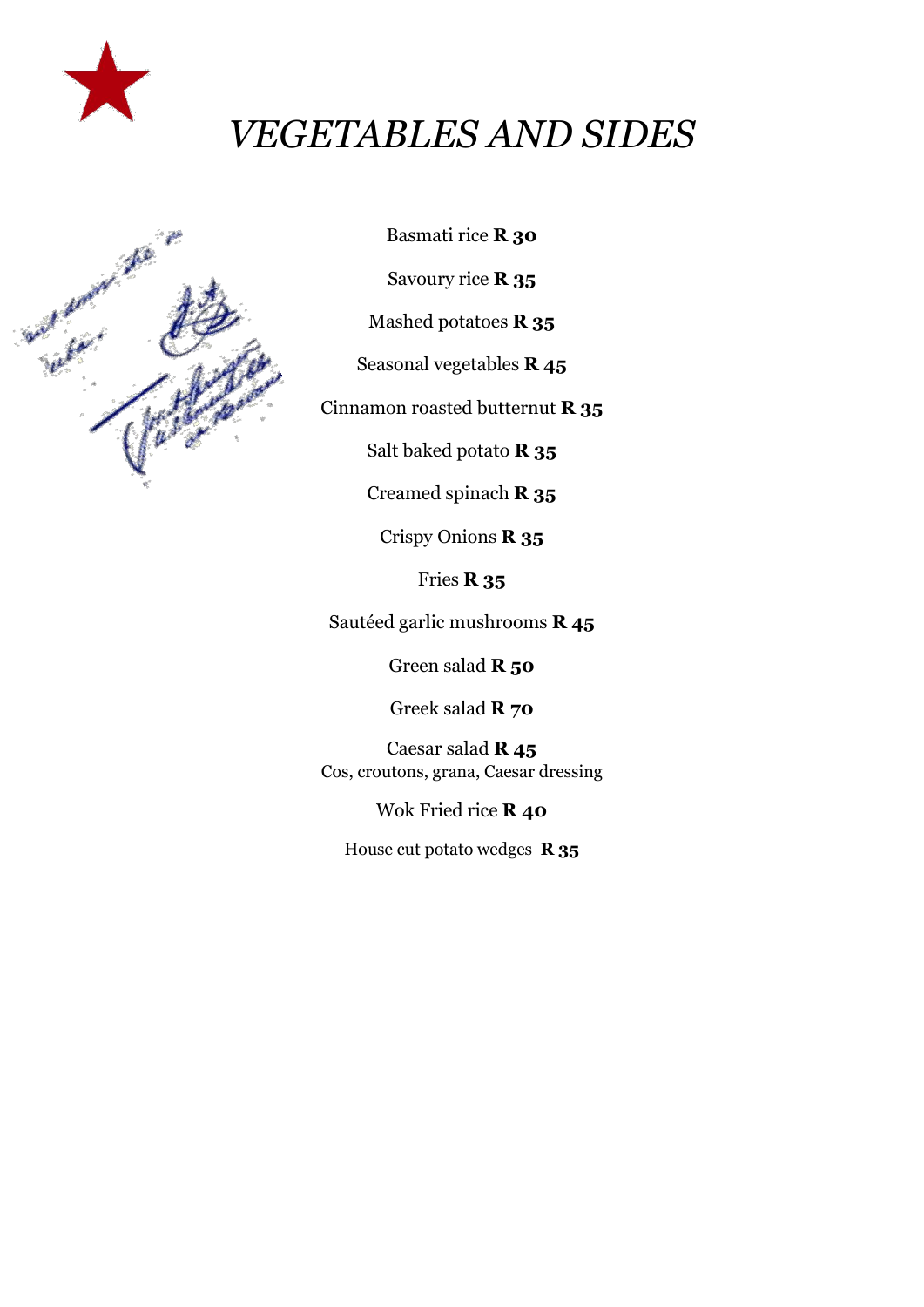# *VEGETABLES AND SIDES*

Basmati rice **R 30**

Savoury rice **R 35**

Mashed potatoes **R 35**

Seasonal vegetables **R 45**

Cinnamon roasted butternut **R 35**

Salt baked potato **R 35**

Creamed spinach **R 35**

Crispy Onions **R 35**

Fries **R 35**

Sautéed garlic mushrooms **R 45**

Green salad **R 50**

Greek salad **R 70**

Caesar salad **R 45**
Cos, croutons, grana, Caesar dressing

Wok Fried rice **R 40**

House cut potato wedges **R 35**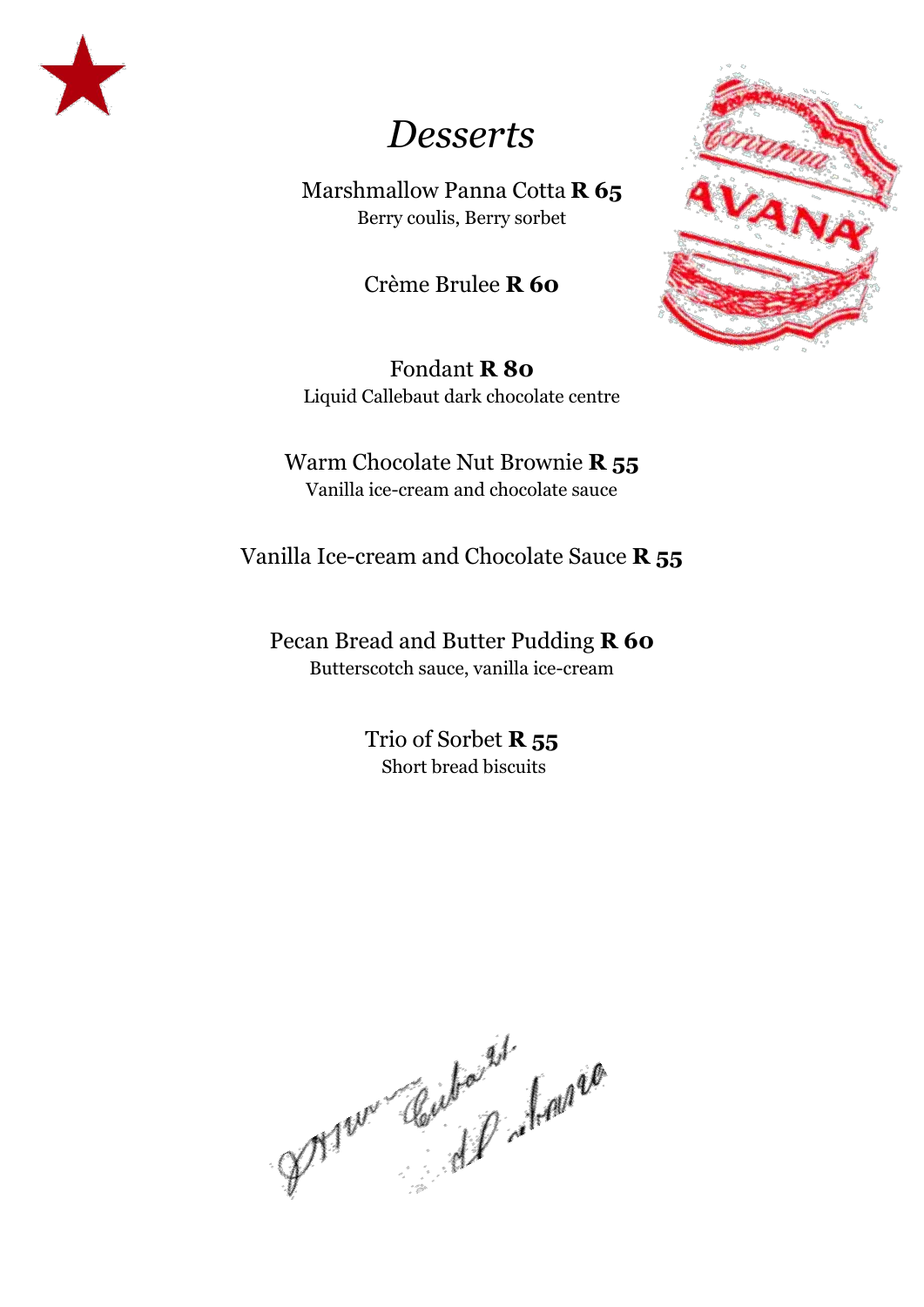# *Desserts*

Marshmallow Panna Cotta **R 65**
Berry coulis, Berry sorbet

Crème Brulee **R 60**

Fondant **R 80**
Liquid Callebaut dark chocolate centre

Warm Chocolate Nut Brownie **R 55**
Vanilla ice-cream and chocolate sauce

Vanilla Ice-cream and Chocolate Sauce **R 55**

Pecan Bread and Butter Pudding **R 60**
Butterscotch sauce, vanilla ice-cream

Trio of Sorbet **R 55**
Short bread biscuits